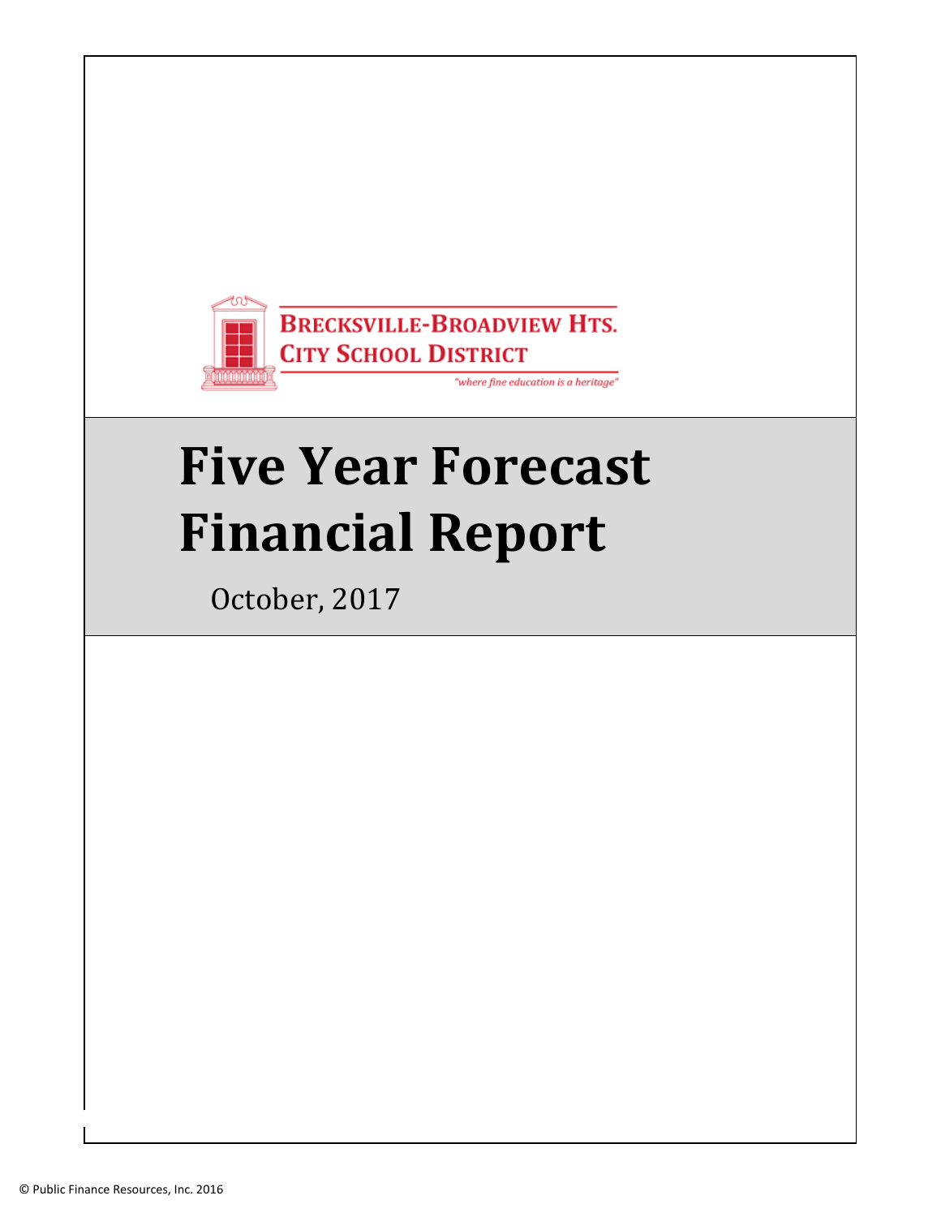**BRECKSVILLE-BROADVIEW HTS. CITY SCHOOL DISTRICT**

*"where fine education is a heritage"*

# Five Year Forecast Financial Report

October, 2017

© Public Finance Resources, Inc. 2016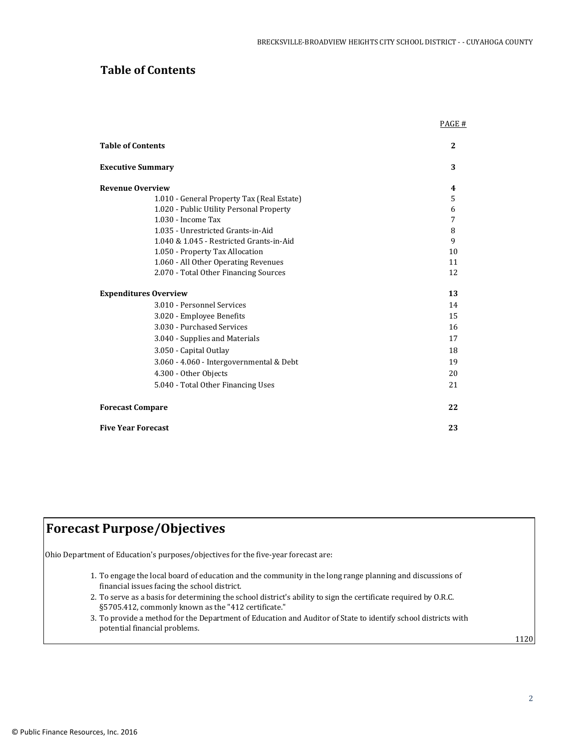## Table of Contents

| | PAGE # |
|---|---|
| **Table of Contents** | **2** |
| **Executive Summary** | **3** |
| **Revenue Overview** | **4** |
| 1.010 - General Property Tax (Real Estate) | 5 |
| 1.020 - Public Utility Personal Property | 6 |
| 1.030 - Income Tax | 7 |
| 1.035 - Unrestricted Grants-in-Aid | 8 |
| 1.040 & 1.045 - Restricted Grants-in-Aid | 9 |
| 1.050 - Property Tax Allocation | 10 |
| 1.060 - All Other Operating Revenues | 11 |
| 2.070 - Total Other Financing Sources | 12 |
| **Expenditures Overview** | **13** |
| 3.010 - Personnel Services | 14 |
| 3.020 - Employee Benefits | 15 |
| 3.030 - Purchased Services | 16 |
| 3.040 - Supplies and Materials | 17 |
| 3.050 - Capital Outlay | 18 |
| 3.060 - 4.060 - Intergovernmental & Debt | 19 |
| 4.300 - Other Objects | 20 |
| 5.040 - Total Other Financing Uses | 21 |
| **Forecast Compare** | **22** |
| **Five Year Forecast** | **23** |

## Forecast Purpose/Objectives

Ohio Department of Education's purposes/objectives for the five-year forecast are:

1. To engage the local board of education and the community in the long range planning and discussions of financial issues facing the school district.
2. To serve as a basis for determining the school district's ability to sign the certificate required by O.R.C. §5705.412, commonly known as the "412 certificate."
3. To provide a method for the Department of Education and Auditor of State to identify school districts with potential financial problems.

1120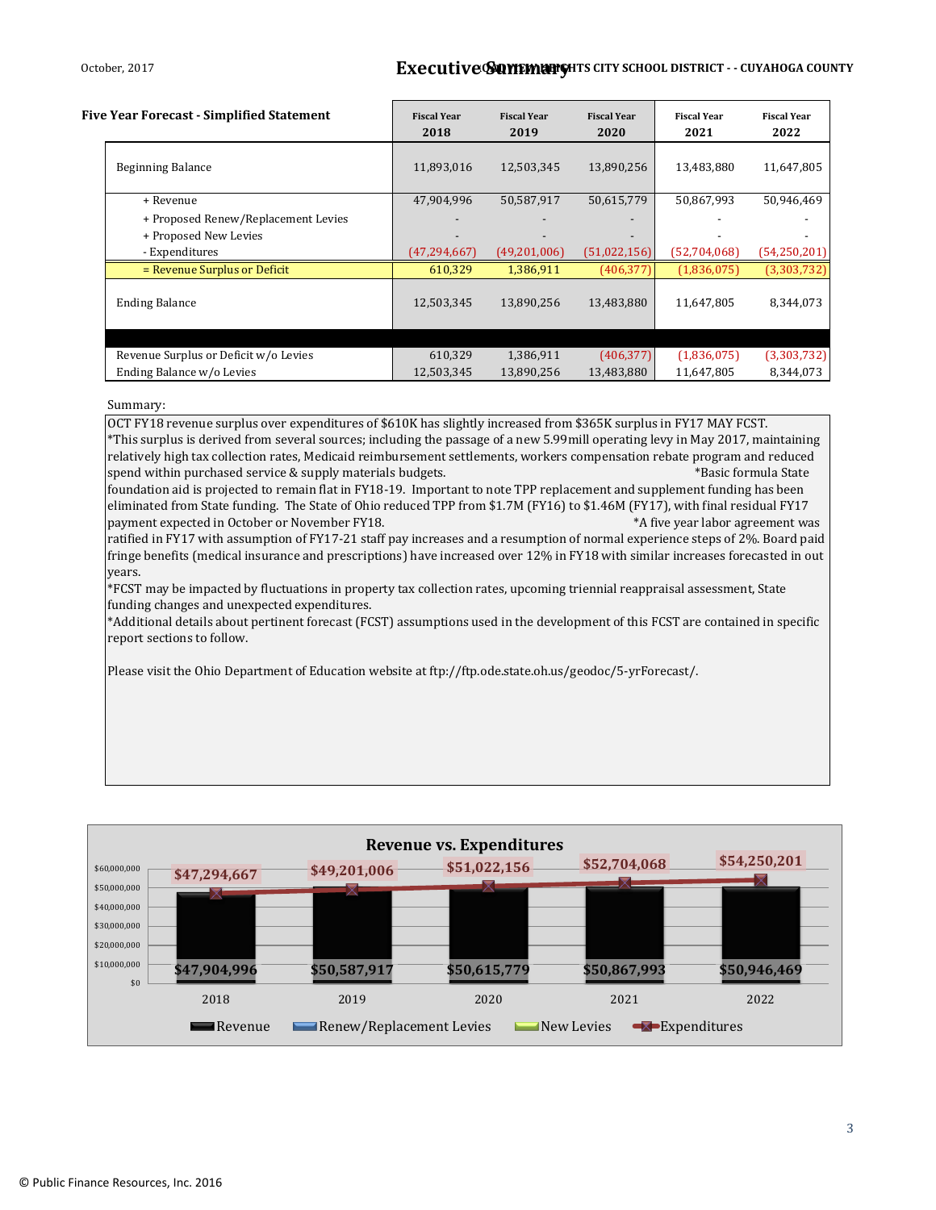October, 2017

# Executive Summary

ORANGE CITY SCHOOL DISTRICT - - CUYAHOGA COUNTY

## Five Year Forecast - Simplified Statement

| | Fiscal Year 2018 | Fiscal Year 2019 | Fiscal Year 2020 | Fiscal Year 2021 | Fiscal Year 2022 |
|---|---|---|---|---|---|
| Beginning Balance | 11,893,016 | 12,503,345 | 13,890,256 | 13,483,880 | 11,647,805 |
| + Revenue | 47,904,996 | 50,587,917 | 50,615,779 | 50,867,993 | 50,946,469 |
| + Proposed Renew/Replacement Levies | - | - | - | - | - |
| + Proposed New Levies | - | - | - | - | - |
| - Expenditures | (47,294,667) | (49,201,006) | (51,022,156) | (52,704,068) | (54,250,201) |
| = Revenue Surplus or Deficit | 610,329 | 1,386,911 | (406,377) | (1,836,075) | (3,303,732) |
| Ending Balance | 12,503,345 | 13,890,256 | 13,483,880 | 11,647,805 | 8,344,073 |
| | | | | | |
| Revenue Surplus or Deficit w/o Levies | 610,329 | 1,386,911 | (406,377) | (1,836,075) | (3,303,732) |
| Ending Balance w/o Levies | 12,503,345 | 13,890,256 | 13,483,880 | 11,647,805 | 8,344,073 |

Summary:

OCT FY18 revenue surplus over expenditures of $610K has slightly increased from $365K surplus in FY17 MAY FCST.
*This surplus is derived from several sources; including the passage of a new 5.99mill operating levy in May 2017, maintaining relatively high tax collection rates, Medicaid reimbursement settlements, workers compensation rebate program and reduced spend within purchased service & supply materials budgets. *Basic formula State foundation aid is projected to remain flat in FY18-19. Important to note TPP replacement and supplement funding has been eliminated from State funding. The State of Ohio reduced TPP from $1.7M (FY16) to $1.46M (FY17), with final residual FY17 payment expected in October or November FY18. *A five year labor agreement was ratified in FY17 with assumption of FY17-21 staff pay increases and a resumption of normal experience steps of 2%. Board paid fringe benefits (medical insurance and prescriptions) have increased over 12% in FY18 with similar increases forecasted in out years.
*FCST may be impacted by fluctuations in property tax collection rates, upcoming triennial reappraisal assessment, State funding changes and unexpected expenditures.
*Additional details about pertinent forecast (FCST) assumptions used in the development of this FCST are contained in specific report sections to follow.

Please visit the Ohio Department of Education website at ftp://ftp.ode.state.oh.us/geodoc/5-yrForecast/.

**Revenue vs. Expenditures**

| Year | Revenue | Expenditures |
|---|---|---|
| 2018 | $47,904,996 | $47,294,667 |
| 2019 | $50,587,917 | $49,201,006 |
| 2020 | $50,615,779 | $51,022,156 |
| 2021 | $50,867,993 | $52,704,068 |
| 2022 | $50,946,469 | $54,250,201 |

Legend: Revenue, Renew/Replacement Levies, New Levies, Expenditures

© Public Finance Resources, Inc. 2016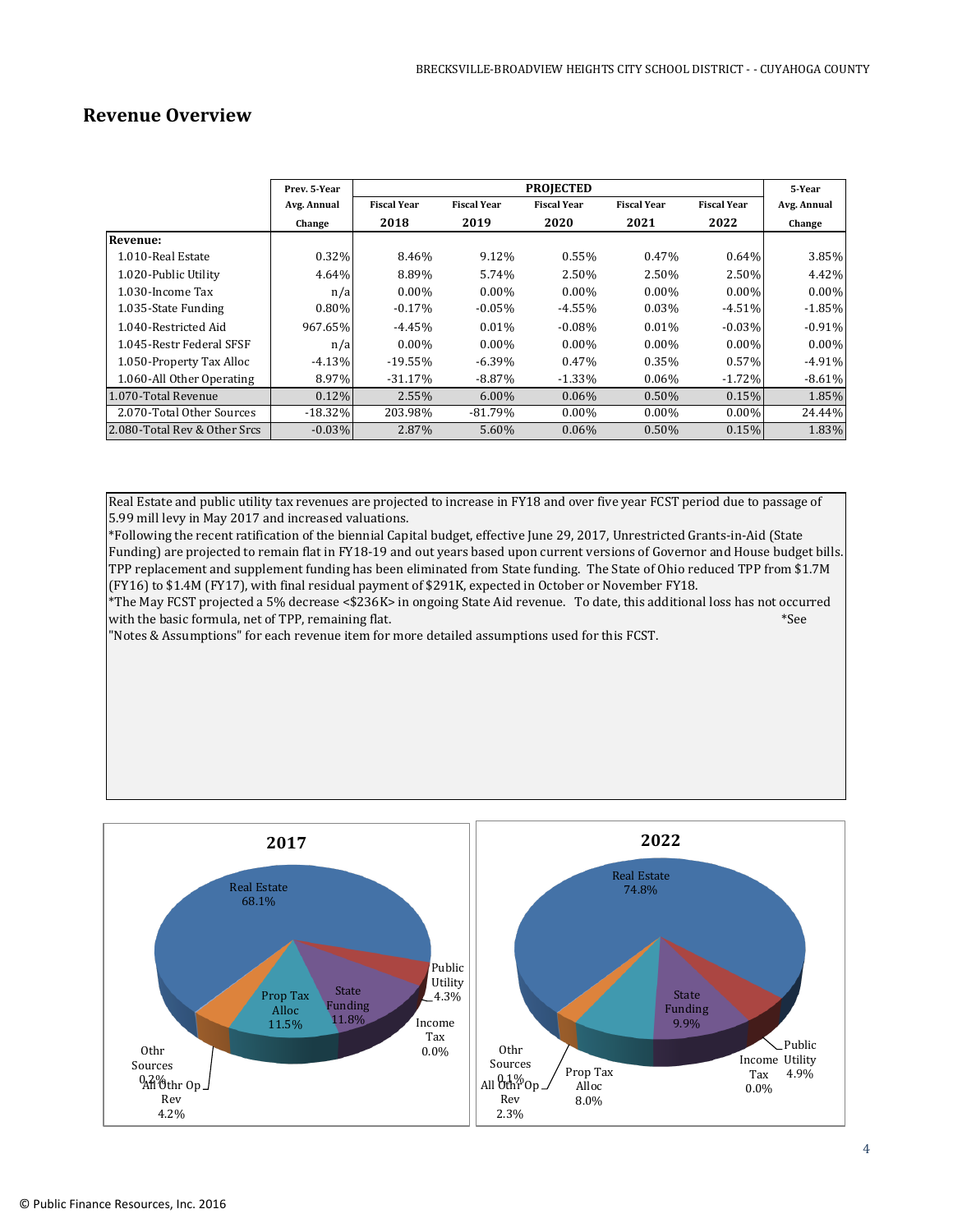## Revenue Overview

| | Prev. 5-Year Avg. Annual Change | PROJECTED Fiscal Year 2018 | Fiscal Year 2019 | Fiscal Year 2020 | Fiscal Year 2021 | Fiscal Year 2022 | 5-Year Avg. Annual Change |
|---|---|---|---|---|---|---|---|
| **Revenue:** | | | | | | | |
| 1.010-Real Estate | 0.32% | 8.46% | 9.12% | 0.55% | 0.47% | 0.64% | 3.85% |
| 1.020-Public Utility | 4.64% | 8.89% | 5.74% | 2.50% | 2.50% | 2.50% | 4.42% |
| 1.030-Income Tax | n/a | 0.00% | 0.00% | 0.00% | 0.00% | 0.00% | 0.00% |
| 1.035-State Funding | 0.80% | -0.17% | -0.05% | -4.55% | 0.03% | -4.51% | -1.85% |
| 1.040-Restricted Aid | 967.65% | -4.45% | 0.01% | -0.08% | 0.01% | -0.03% | -0.91% |
| 1.045-Restr Federal SFSF | n/a | 0.00% | 0.00% | 0.00% | 0.00% | 0.00% | 0.00% |
| 1.050-Property Tax Alloc | -4.13% | -19.55% | -6.39% | 0.47% | 0.35% | 0.57% | -4.91% |
| 1.060-All Other Operating | 8.97% | -31.17% | -8.87% | -1.33% | 0.06% | -1.72% | -8.61% |
| 1.070-Total Revenue | 0.12% | 2.55% | 6.00% | 0.06% | 0.50% | 0.15% | 1.85% |
| 2.070-Total Other Sources | -18.32% | 203.98% | -81.79% | 0.00% | 0.00% | 0.00% | 24.44% |
| 2.080-Total Rev & Other Srcs | -0.03% | 2.87% | 5.60% | 0.06% | 0.50% | 0.15% | 1.83% |

Real Estate and public utility tax revenues are projected to increase in FY18 and over five year FCST period due to passage of 5.99 mill levy in May 2017 and increased valuations.

*Following the recent ratification of the biennial Capital budget, effective June 29, 2017, Unrestricted Grants-in-Aid (State Funding) are projected to remain flat in FY18-19 and out years based upon current versions of Governor and House budget bills. TPP replacement and supplement funding has been eliminated from State funding. The State of Ohio reduced TPP from $1.7M (FY16) to $1.4M (FY17), with final residual payment of $291K, expected in October or November FY18.

*The May FCST projected a 5% decrease <$236K> in ongoing State Aid revenue. To date, this additional loss has not occurred with the basic formula, net of TPP, remaining flat. *See "Notes & Assumptions" for each revenue item for more detailed assumptions used for this FCST.

**2017**

| Source | Share |
|---|---|
| Real Estate | 68.1% |
| Public Utility | 4.3% |
| Income Tax | 0.0% |
| State Funding | 11.8% |
| Prop Tax Alloc | 11.5% |
| All Othr Op Rev | 4.2% |
| Othr Sources | 0.2% |

**2022**

| Source | Share |
|---|---|
| Real Estate | 74.8% |
| Public Utility | 4.9% |
| Income Tax | 0.0% |
| State Funding | 9.9% |
| Prop Tax Alloc | 8.0% |
| All Othr Op Rev | 2.3% |
| Othr Sources | 0.1% |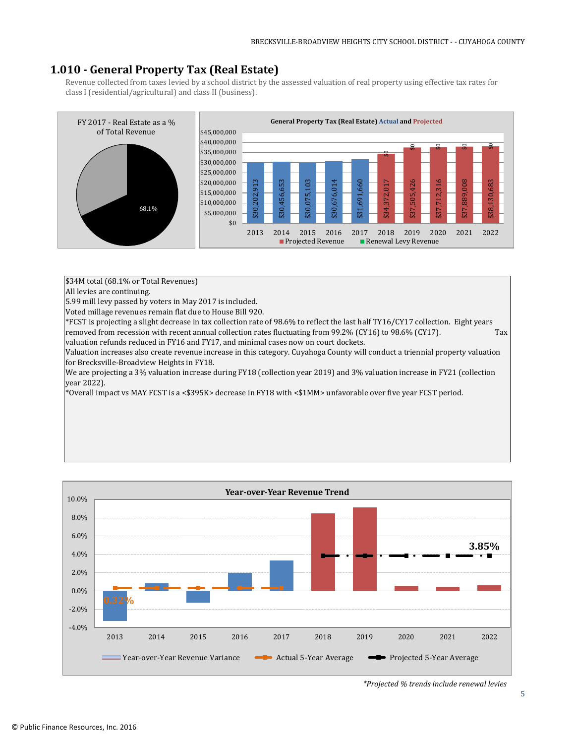## 1.010 - General Property Tax (Real Estate)

Revenue collected from taxes levied by a school district by the assessed valuation of real property using effective tax rates for class I (residential/agricultural) and class II (business).

FY 2017 - Real Estate as a % of Total Revenue

68.1%

General Property Tax (Real Estate) Actual and Projected

| Year | Revenue | Renewal Levy Revenue |
|---|---|---|
| 2013 | $30,202,913 | |
| 2014 | $30,456,653 | |
| 2015 | $30,075,103 | |
| 2016 | $30,676,014 | |
| 2017 | $31,691,660 | |
| 2018 | $34,372,017 | $0 |
| 2019 | $37,505,426 | $0 |
| 2020 | $37,712,316 | $0 |
| 2021 | $37,889,008 | $0 |
| 2022 | $38,130,683 | $0 |

$34M total (68.1% or Total Revenues)
All levies are continuing.
5.99 mill levy passed by voters in May 2017 is included.
Voted millage revenues remain flat due to House Bill 920.
*FCST is projecting a slight decrease in tax collection rate of 98.6% to reflect the last half TY16/CY17 collection. Eight years removed from recession with recent annual collection rates fluctuating from 99.2% (CY16) to 98.6% (CY17). Tax valuation refunds reduced in FY16 and FY17, and minimal cases now on court dockets.
Valuation increases also create revenue increase in this category. Cuyahoga County will conduct a triennial property valuation for Brecksville-Broadview Heights in FY18.
We are projecting a 3% valuation increase during FY18 (collection year 2019) and 3% valuation increase in FY21 (collection year 2022).
*Overall impact vs MAY FCST is a <$395K> decrease in FY18 with <$1MM> unfavorable over five year FCST period.

Year-over-Year Revenue Trend

Actual 5-Year Average: 0.32%
Projected 5-Year Average: 3.85%

*Projected % trends include renewal levies*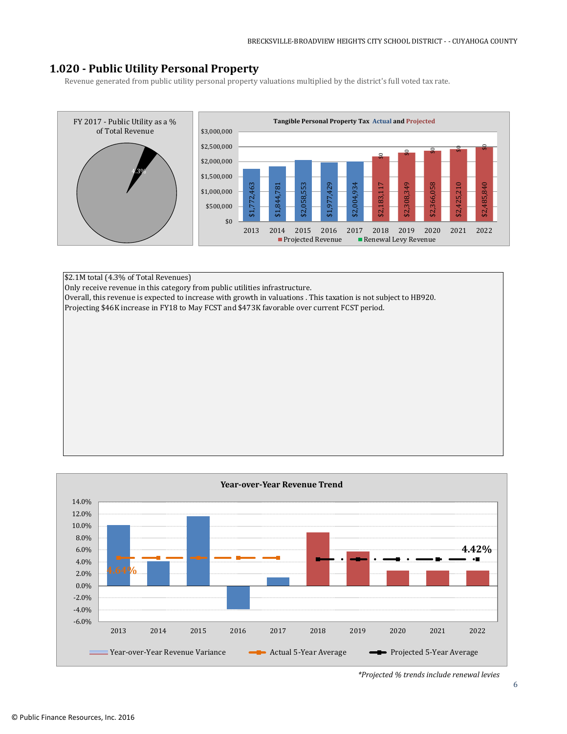# 1.020 - Public Utility Personal Property

Revenue generated from public utility personal property valuations multiplied by the district's full voted tax rate.

FY 2017 - Public Utility as a % of Total Revenue

4.3%

Tangible Personal Property Tax Actual and Projected

| Year | Revenue | Renewal Levy Revenue |
|---|---|---|
| 2013 | $1,772,463 | |
| 2014 | $1,844,781 | |
| 2015 | $2,058,553 | |
| 2016 | $1,977,429 | |
| 2017 | $2,004,934 | |
| 2018 | $2,183,117 | $0 |
| 2019 | $2,308,349 | $0 |
| 2020 | $2,366,058 | $0 |
| 2021 | $2,425,210 | $0 |
| 2022 | $2,485,840 | $0 |

Projected Revenue / Renewal Levy Revenue

$2.1M total (4.3% of Total Revenues)
Only receive revenue in this category from public utilities infrastructure.
Overall, this revenue is expected to increase with growth in valuations . This taxation is not subject to HB920.
Projecting $46K increase in FY18 to May FCST and $473K favorable over current FCST period.

Year-over-Year Revenue Trend

Actual 5-Year Average: 4.64%
Projected 5-Year Average: 4.42%

Year-over-Year Revenue Variance / Actual 5-Year Average / Projected 5-Year Average

*Projected % trends include renewal levies*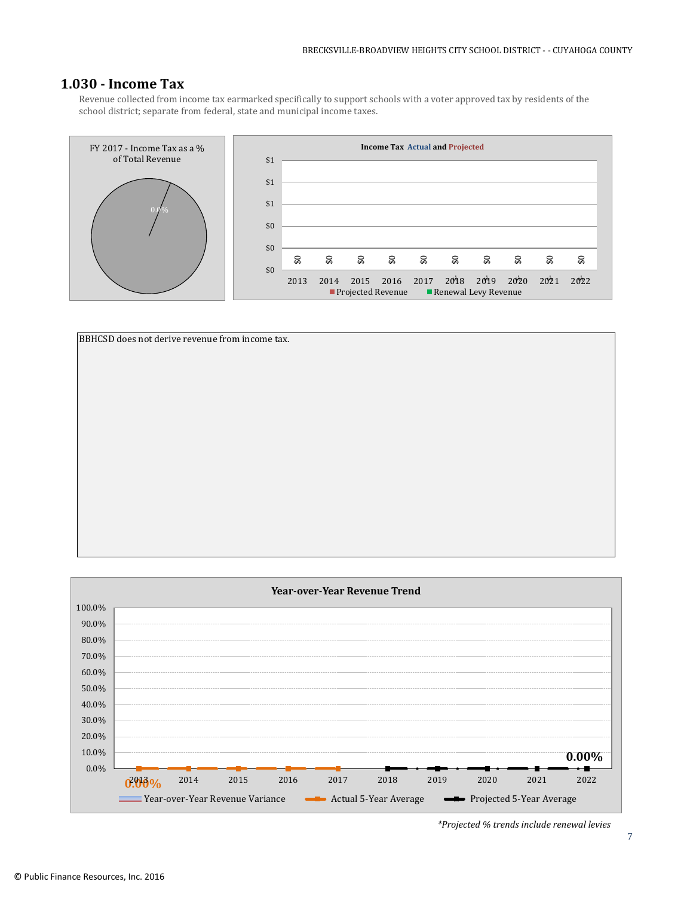## 1.030 - Income Tax

Revenue collected from income tax earmarked specifically to support schools with a voter approved tax by residents of the school district; separate from federal, state and municipal income taxes.

FY 2017 - Income Tax as a % of Total Revenue

0.0%

Income Tax Actual and Projected

| | 2013 | 2014 | 2015 | 2016 | 2017 | 2018 | 2019 | 2020 | 2021 | 2022 |
|---|---|---|---|---|---|---|---|---|---|---|
| Income Tax | $0 | $0 | $0 | $0 | $0 | $0 | $0 | $0 | $0 | $0 |

Projected Revenue | Renewal Levy Revenue

BBHCSD does not derive revenue from income tax.

Year-over-Year Revenue Trend

Actual 5-Year Average: 0.00%

Projected 5-Year Average: 0.00%

Year-over-Year Revenue Variance | Actual 5-Year Average | Projected 5-Year Average

*Projected % trends include renewal levies*

© Public Finance Resources, Inc. 2016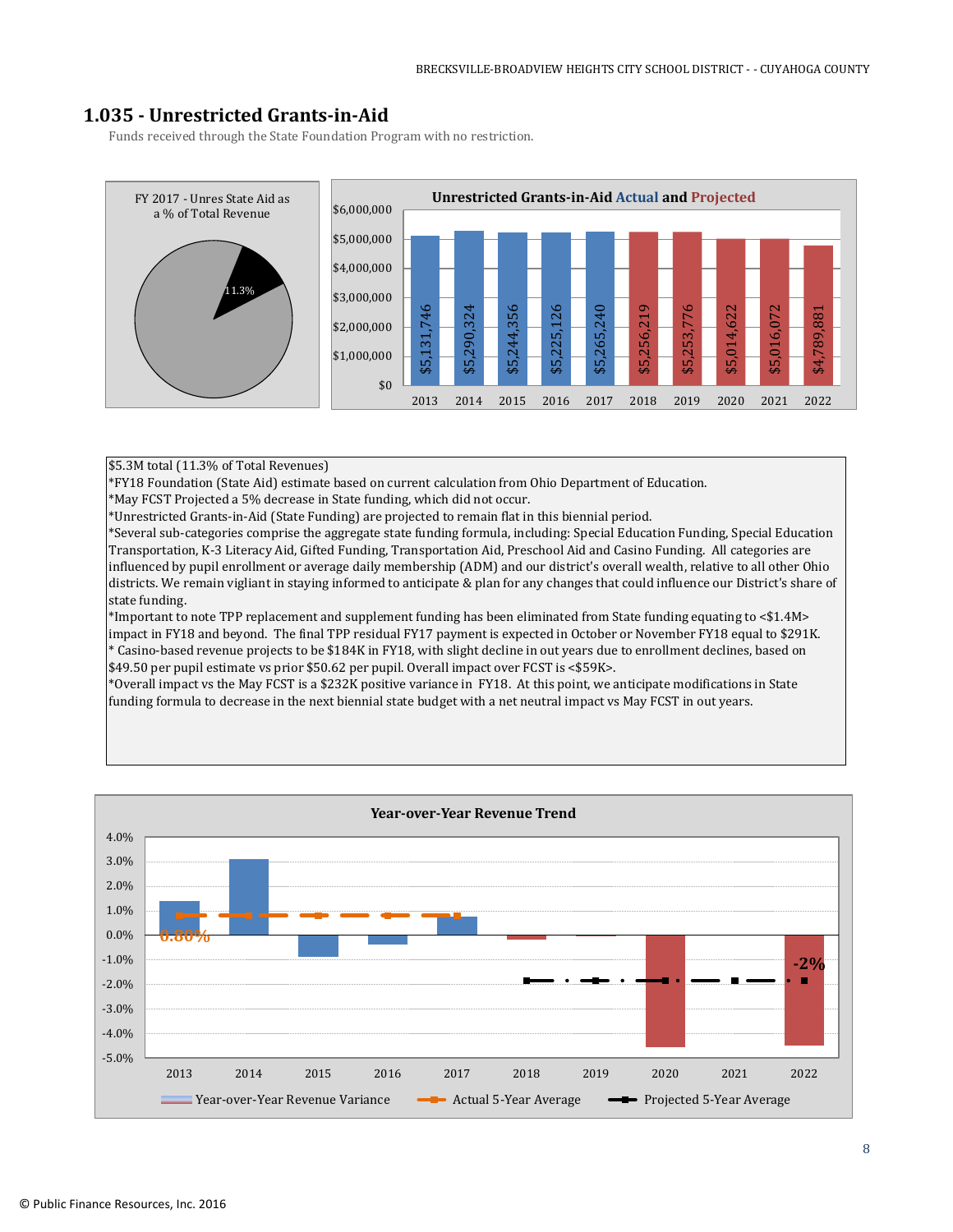# 1.035 - Unrestricted Grants-in-Aid

Funds received through the State Foundation Program with no restriction.

FY 2017 - Unres State Aid as a % of Total Revenue

11.3%

**Unrestricted Grants-in-Aid Actual and Projected**

| Year | Amount |
|---|---|
| 2013 | $5,131,746 |
| 2014 | $5,290,324 |
| 2015 | $5,244,356 |
| 2016 | $5,225,126 |
| 2017 | $5,265,240 |
| 2018 | $5,256,219 |
| 2019 | $5,253,776 |
| 2020 | $5,014,622 |
| 2021 | $5,016,072 |
| 2022 | $4,789,881 |

$5.3M total (11.3% of Total Revenues)

*FY18 Foundation (State Aid) estimate based on current calculation from Ohio Department of Education.

*May FCST Projected a 5% decrease in State funding, which did not occur.

*Unrestricted Grants-in-Aid (State Funding) are projected to remain flat in this biennial period.

*Several sub-categories comprise the aggregate state funding formula, including: Special Education Funding, Special Education Transportation, K-3 Literacy Aid, Gifted Funding, Transportation Aid, Preschool Aid and Casino Funding. All categories are influenced by pupil enrollment or average daily membership (ADM) and our district's overall wealth, relative to all other Ohio districts. We remain vigliant in staying informed to anticipate & plan for any changes that could influence our District's share of state funding.

*Important to note TPP replacement and supplement funding has been eliminated from State funding equating to <$1.4M> impact in FY18 and beyond. The final TPP residual FY17 payment is expected in October or November FY18 equal to $291K.

* Casino-based revenue projects to be $184K in FY18, with slight decline in out years due to enrollment declines, based on $49.50 per pupil estimate vs prior $50.62 per pupil. Overall impact over FCST is <$59K>.

*Overall impact vs the May FCST is a $232K positive variance in FY18. At this point, we anticipate modifications in State funding formula to decrease in the next biennial state budget with a net neutral impact vs May FCST in out years.

**Year-over-Year Revenue Trend**

Actual 5-Year Average: 0.80%

Projected 5-Year Average: -2%

Legend: Year-over-Year Revenue Variance; Actual 5-Year Average; Projected 5-Year Average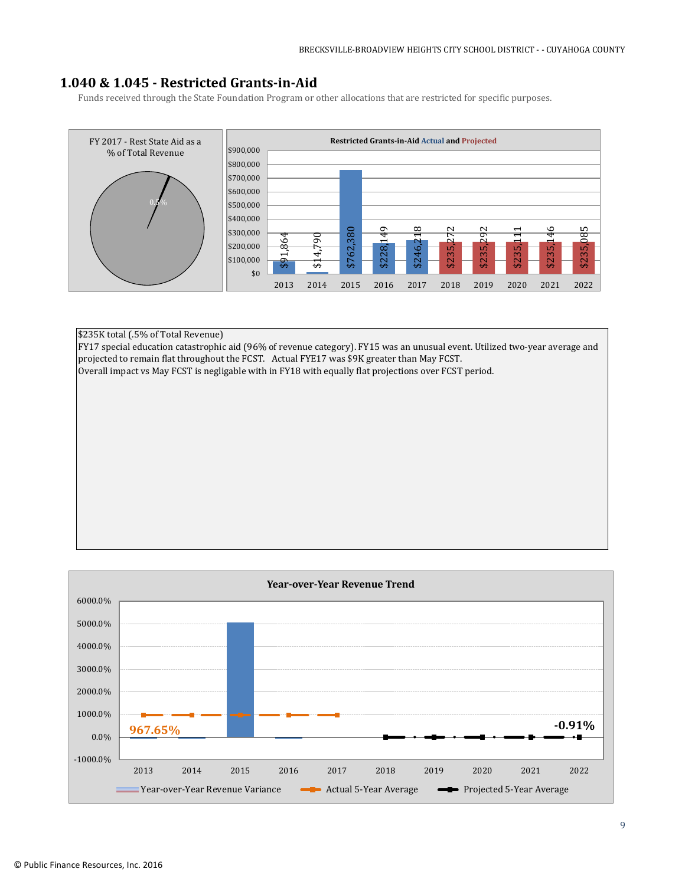## 1.040 & 1.045 - Restricted Grants-in-Aid

Funds received through the State Foundation Program or other allocations that are restricted for specific purposes.

FY 2017 - Rest State Aid as a % of Total Revenue

0.5%

**Restricted Grants-in-Aid Actual and Projected**

| Year | Amount |
|---|---|
| 2013 | $91,864 |
| 2014 | $14,790 |
| 2015 | $762,380 |
| 2016 | $228,149 |
| 2017 | $246,218 |
| 2018 | $235,272 |
| 2019 | $235,292 |
| 2020 | $235,111 |
| 2021 | $235,146 |
| 2022 | $235,085 |

$235K total (.5% of Total Revenue)
FY17 special education catastrophic aid (96% of revenue category). FY15 was an unusual event. Utilized two-year average and projected to remain flat throughout the FCST. Actual FYE17 was $9K greater than May FCST.
Overall impact vs May FCST is negligable with in FY18 with equally flat projections over FCST period.

**Year-over-Year Revenue Trend**

Actual 5-Year Average: 967.65%

Projected 5-Year Average: -0.91%

Legend: Year-over-Year Revenue Variance; Actual 5-Year Average; Projected 5-Year Average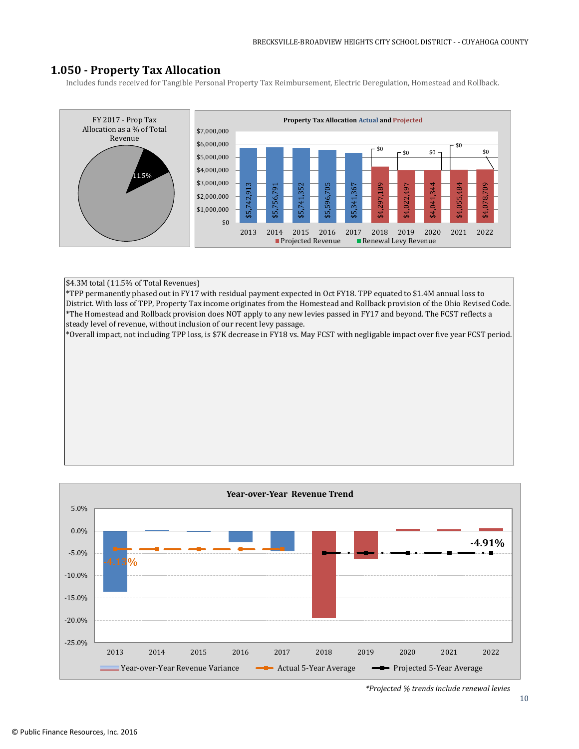# 1.050 - Property Tax Allocation

Includes funds received for Tangible Personal Property Tax Reimbursement, Electric Deregulation, Homestead and Rollback.

FY 2017 - Prop Tax Allocation as a % of Total Revenue

11.5%

**Property Tax Allocation Actual and Projected**

| Year | Amount | Renewal Levy Revenue |
|---|---|---|
| 2013 | $5,742,913 | |
| 2014 | $5,756,791 | |
| 2015 | $5,741,352 | |
| 2016 | $5,596,705 | |
| 2017 | $5,341,367 | |
| 2018 | $4,297,189 | $0 |
| 2019 | $4,022,497 | $0 |
| 2020 | $4,041,344 | $0 |
| 2021 | $4,055,484 | $0 |
| 2022 | $4,078,709 | $0 |

Projected Revenue · Renewal Levy Revenue

$4.3M total (11.5% of Total Revenues)
*TPP permanently phased out in FY17 with residual payment expected in Oct FY18. TPP equated to $1.4M annual loss to District. With loss of TPP, Property Tax income originates from the Homestead and Rollback provision of the Ohio Revised Code.
*The Homestead and Rollback provision does NOT apply to any new levies passed in FY17 and beyond. The FCST reflects a steady level of revenue, without inclusion of our recent levy passage.
*Overall impact, not including TPP loss, is $7K decrease in FY18 vs. May FCST with negligable impact over five year FCST period.

**Year-over-Year Revenue Trend**

Actual 5-Year Average: -4.13%

Projected 5-Year Average: -4.91%

Year-over-Year Revenue Variance · Actual 5-Year Average · Projected 5-Year Average

*Projected % trends include renewal levies*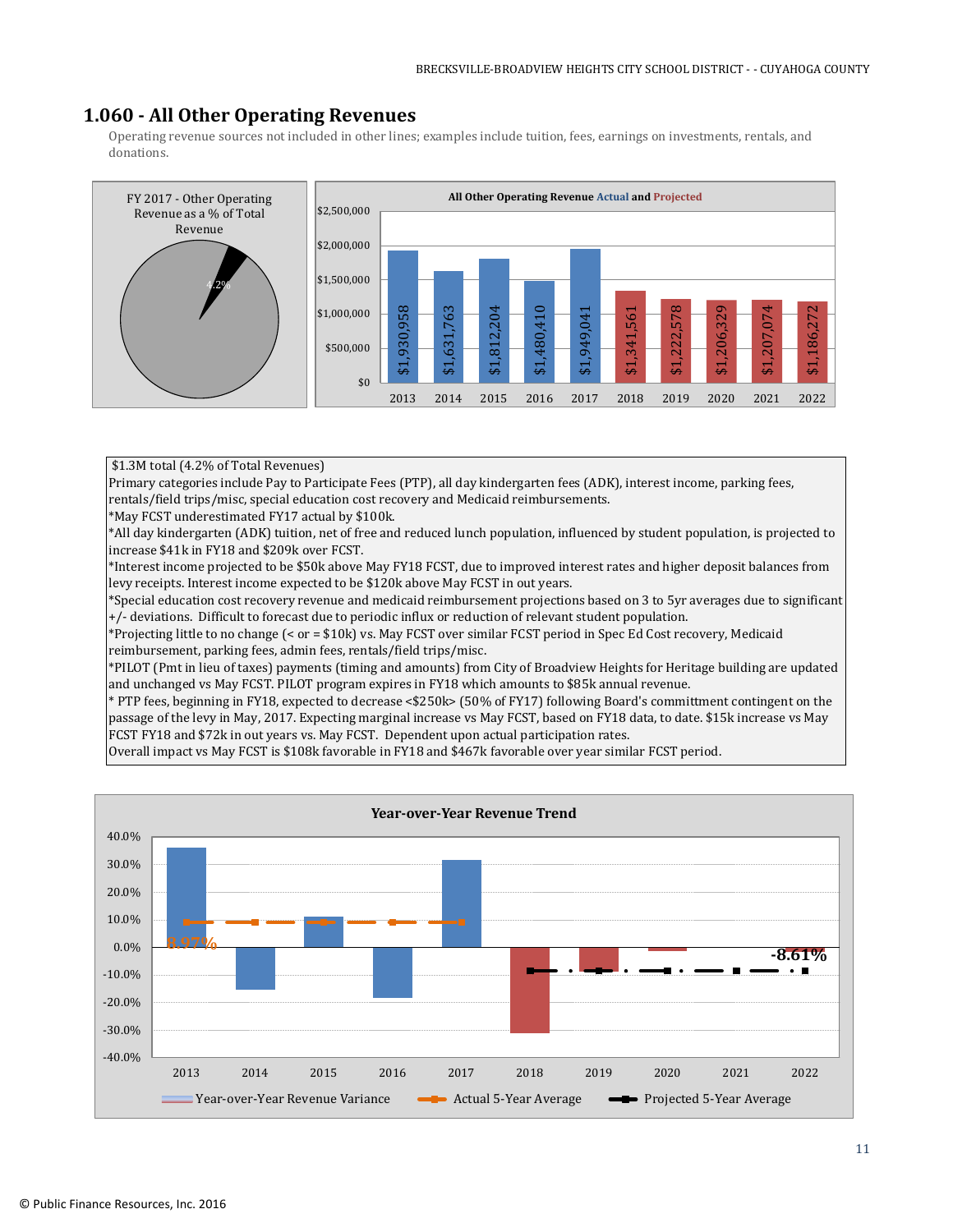## 1.060 - All Other Operating Revenues

Operating revenue sources not included in other lines; examples include tuition, fees, earnings on investments, rentals, and donations.

FY 2017 - Other Operating Revenue as a % of Total Revenue

4.2%

All Other Operating Revenue Actual and Projected

| Year | Amount |
|---|---|
| 2013 | $1,930,958 |
| 2014 | $1,631,763 |
| 2015 | $1,812,204 |
| 2016 | $1,480,410 |
| 2017 | $1,949,041 |
| 2018 | $1,341,561 |
| 2019 | $1,222,578 |
| 2020 | $1,206,329 |
| 2021 | $1,207,074 |
| 2022 | $1,186,272 |

$1.3M total (4.2% of Total Revenues)
Primary categories include Pay to Participate Fees (PTP), all day kindergarten fees (ADK), interest income, parking fees, rentals/field trips/misc, special education cost recovery and Medicaid reimbursements.
*May FCST underestimated FY17 actual by $100k.
*All day kindergarten (ADK) tuition, net of free and reduced lunch population, influenced by student population, is projected to increase $41k in FY18 and $209k over FCST.
*Interest income projected to be $50k above May FY18 FCST, due to improved interest rates and higher deposit balances from levy receipts. Interest income expected to be $120k above May FCST in out years.
*Special education cost recovery revenue and medicaid reimbursement projections based on 3 to 5yr averages due to significant +/- deviations. Difficult to forecast due to periodic influx or reduction of relevant student population.
*Projecting little to no change (< or = $10k) vs. May FCST over similar FCST period in Spec Ed Cost recovery, Medicaid reimbursement, parking fees, admin fees, rentals/field trips/misc.
*PILOT (Pmt in lieu of taxes) payments (timing and amounts) from City of Broadview Heights for Heritage building are updated and unchanged vs May FCST. PILOT program expires in FY18 which amounts to $85k annual revenue.
* PTP fees, beginning in FY18, expected to decrease <$250k> (50% of FY17) following Board's committment contingent on the passage of the levy in May, 2017. Expecting marginal increase vs May FCST, based on FY18 data, to date. $15k increase vs May FCST FY18 and $72k in out years vs. May FCST. Dependent upon actual participation rates.
Overall impact vs May FCST is $108k favorable in FY18 and $467k favorable over year similar FCST period.

Year-over-Year Revenue Trend

Legend: Year-over-Year Revenue Variance; Actual 5-Year Average (8.97%); Projected 5-Year Average (-8.61%)

Years: 2013, 2014, 2015, 2016, 2017, 2018, 2019, 2020, 2021, 2022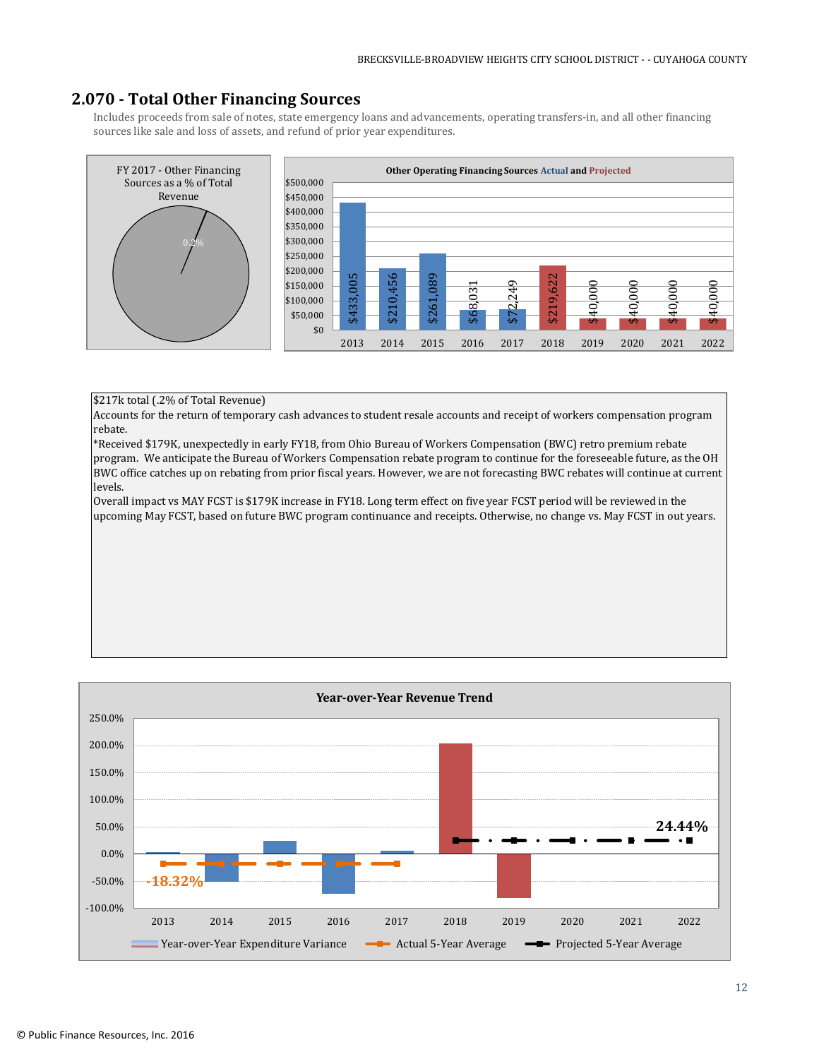## 2.070 - Total Other Financing Sources

Includes proceeds from sale of notes, state emergency loans and advancements, operating transfers-in, and all other financing sources like sale and loss of assets, and refund of prior year expenditures.

FY 2017 - Other Financing Sources as a % of Total Revenue

0.2%

Other Operating Financing Sources Actual and Projected

| Year | Amount |
|---|---|
| 2013 | $433,005 |
| 2014 | $210,456 |
| 2015 | $261,089 |
| 2016 | $68,031 |
| 2017 | $72,249 |
| 2018 | $219,622 |
| 2019 | $40,000 |
| 2020 | $40,000 |
| 2021 | $40,000 |
| 2022 | $40,000 |

$217k total (.2% of Total Revenue)
Accounts for the return of temporary cash advances to student resale accounts and receipt of workers compensation program rebate.
*Received $179K, unexpectedly in early FY18, from Ohio Bureau of Workers Compensation (BWC) retro premium rebate program. We anticipate the Bureau of Workers Compensation rebate program to continue for the foreseeable future, as the OH BWC office catches up on rebating from prior fiscal years. However, we are not forecasting BWC rebates will continue at current levels.
Overall impact vs MAY FCST is $179K increase in FY18. Long term effect on five year FCST period will be reviewed in the upcoming May FCST, based on future BWC program continuance and receipts. Otherwise, no change vs. May FCST in out years.

Year-over-Year Revenue Trend

-18.32%

24.44%

Year-over-Year Expenditure Variance | Actual 5-Year Average | Projected 5-Year Average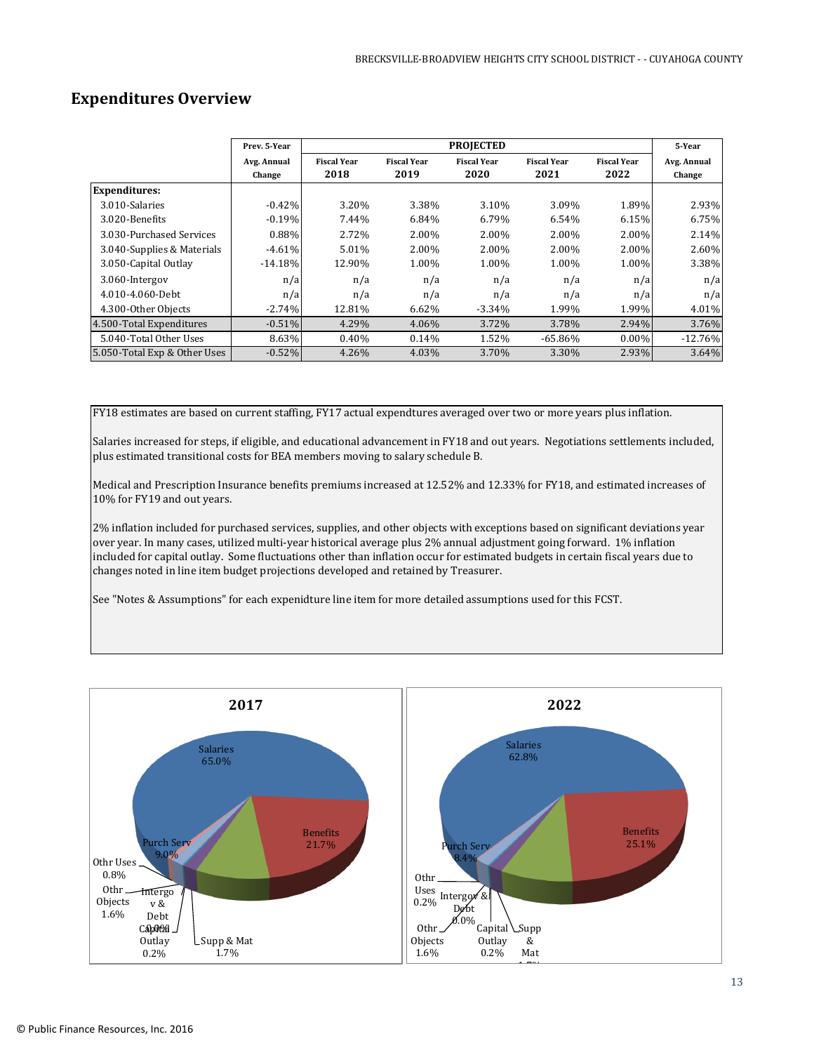## Expenditures Overview

| | Prev. 5-Year Avg. Annual Change | PROJECTED Fiscal Year 2018 | Fiscal Year 2019 | Fiscal Year 2020 | Fiscal Year 2021 | Fiscal Year 2022 | 5-Year Avg. Annual Change |
|---|---|---|---|---|---|---|---|
| **Expenditures:** | | | | | | | |
| 3.010-Salaries | -0.42% | 3.20% | 3.38% | 3.10% | 3.09% | 1.89% | 2.93% |
| 3.020-Benefits | -0.19% | 7.44% | 6.84% | 6.79% | 6.54% | 6.15% | 6.75% |
| 3.030-Purchased Services | 0.88% | 2.72% | 2.00% | 2.00% | 2.00% | 2.00% | 2.14% |
| 3.040-Supplies & Materials | -4.61% | 5.01% | 2.00% | 2.00% | 2.00% | 2.00% | 2.60% |
| 3.050-Capital Outlay | -14.18% | 12.90% | 1.00% | 1.00% | 1.00% | 1.00% | 3.38% |
| 3.060-Intergov | n/a | n/a | n/a | n/a | n/a | n/a | n/a |
| 4.010-4.060-Debt | n/a | n/a | n/a | n/a | n/a | n/a | n/a |
| 4.300-Other Objects | -2.74% | 12.81% | 6.62% | -3.34% | 1.99% | 1.99% | 4.01% |
| 4.500-Total Expenditures | -0.51% | 4.29% | 4.06% | 3.72% | 3.78% | 2.94% | 3.76% |
| 5.040-Total Other Uses | 8.63% | 0.40% | 0.14% | 1.52% | -65.86% | 0.00% | -12.76% |
| 5.050-Total Exp & Other Uses | -0.52% | 4.26% | 4.03% | 3.70% | 3.30% | 2.93% | 3.64% |

FY18 estimates are based on current staffing, FY17 actual expendtures averaged over two or more years plus inflation.

Salaries increased for steps, if eligible, and educational advancement in FY18 and out years. Negotiations settlements included, plus estimated transitional costs for BEA members moving to salary schedule B.

Medical and Prescription Insurance benefits premiums increased at 12.52% and 12.33% for FY18, and estimated increases of 10% for FY19 and out years.

2% inflation included for purchased services, supplies, and other objects with exceptions based on significant deviations year over year. In many cases, utilized multi-year historical average plus 2% annual adjustment going forward. 1% inflation included for capital outlay. Some fluctuations other than inflation occur for estimated budgets in certain fiscal years due to changes noted in line item budget projections developed and retained by Treasurer.

See "Notes & Assumptions" for each expenidture line item for more detailed assumptions used for this FCST.

**2017**

Salaries 65.0%; Benefits 21.7%; Purch Serv 9.0%; Othr Uses 0.8%; Othr Objects 1.6%; Intergov & Debt 0.0%; Capital Outlay 0.2%; Supp & Mat 1.7%

**2022**

Salaries 62.8%; Benefits 25.1%; Purch Serv 8.4%; Othr Uses 0.2%; Intergov & Debt 0.0%; Othr Objects 1.6%; Capital Outlay 0.2%; Supp & Mat 1.7%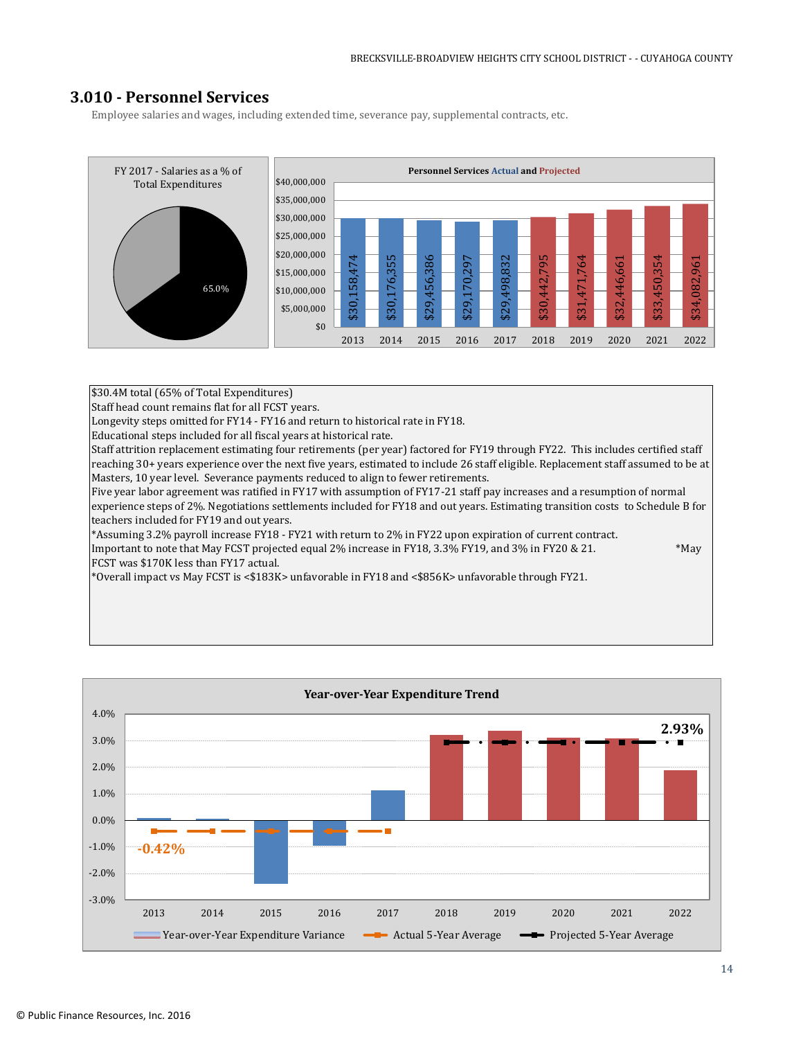## 3.010 - Personnel Services

Employee salaries and wages, including extended time, severance pay, supplemental contracts, etc.

FY 2017 - Salaries as a % of Total Expenditures

65.0%

**Personnel Services Actual and Projected**

| Year | Amount |
|---|---|
| 2013 | $30,158,474 |
| 2014 | $30,176,355 |
| 2015 | $29,456,386 |
| 2016 | $29,170,297 |
| 2017 | $29,498,832 |
| 2018 | $30,442,795 |
| 2019 | $31,471,764 |
| 2020 | $32,446,661 |
| 2021 | $33,450,354 |
| 2022 | $34,082,961 |

$30.4M total (65% of Total Expenditures)
Staff head count remains flat for all FCST years.
Longevity steps omitted for FY14 - FY16 and return to historical rate in FY18.
Educational steps included for all fiscal years at historical rate.
Staff attrition replacement estimating four retirements (per year) factored for FY19 through FY22. This includes certified staff reaching 30+ years experience over the next five years, estimated to include 26 staff eligible. Replacement staff assumed to be at Masters, 10 year level. Severance payments reduced to align to fewer retirements.
Five year labor agreement was ratified in FY17 with assumption of FY17-21 staff pay increases and a resumption of normal experience steps of 2%. Negotiations settlements included for FY18 and out years. Estimating transition costs to Schedule B for teachers included for FY19 and out years.
*Assuming 3.2% payroll increase FY18 - FY21 with return to 2% in FY22 upon expiration of current contract.
Important to note that May FCST projected equal 2% increase in FY18, 3.3% FY19, and 3% in FY20 & 21. *May FCST was $170K less than FY17 actual.
*Overall impact vs May FCST is <$183K> unfavorable in FY18 and <$856K> unfavorable through FY21.

**Year-over-Year Expenditure Trend**

Actual 5-Year Average: -0.42%
Projected 5-Year Average: 2.93%

Legend: Year-over-Year Expenditure Variance; Actual 5-Year Average; Projected 5-Year Average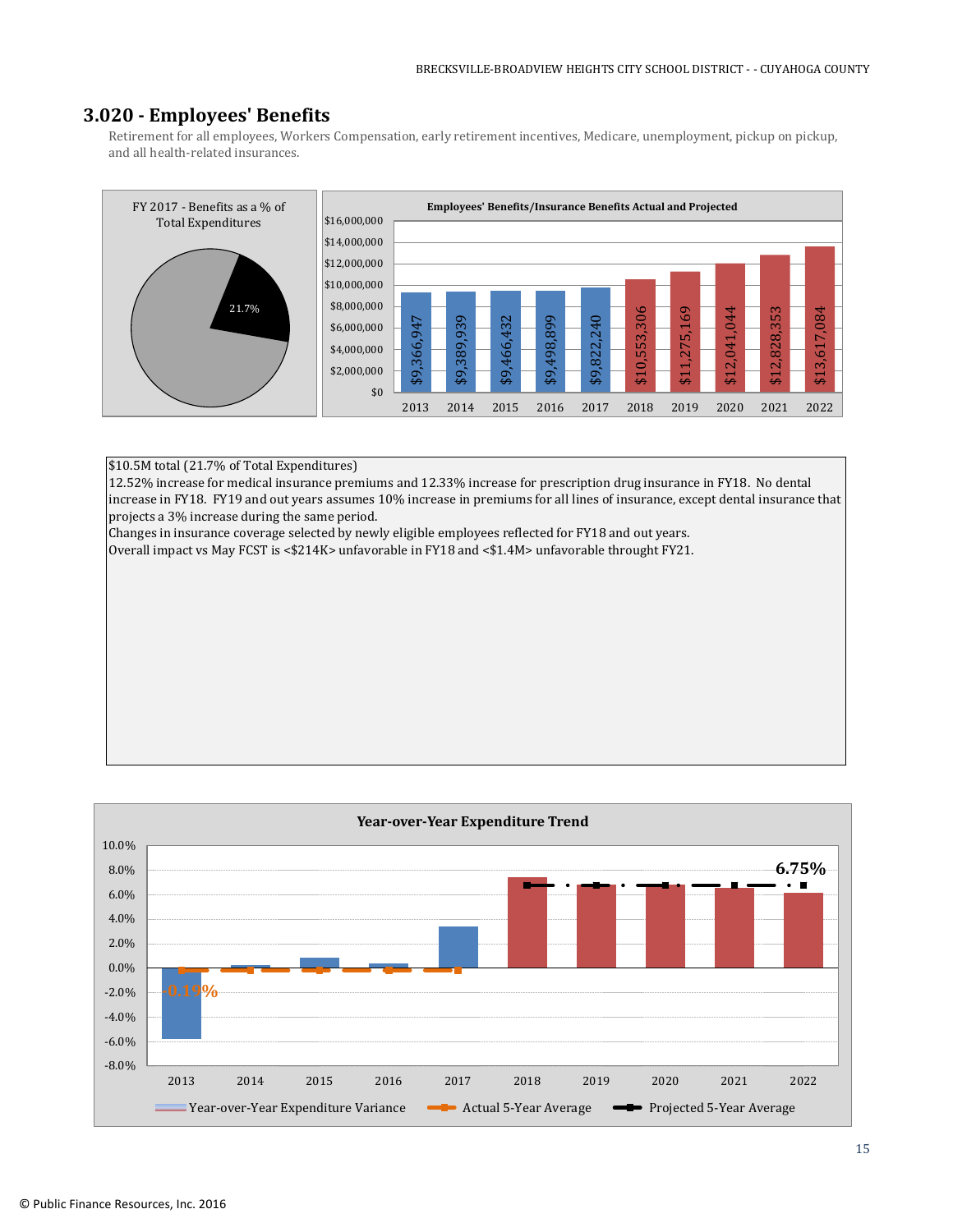## 3.020 - Employees' Benefits

Retirement for all employees, Workers Compensation, early retirement incentives, Medicare, unemployment, pickup on pickup, and all health-related insurances.

FY 2017 - Benefits as a % of Total Expenditures

21.7%

**Employees' Benefits/Insurance Benefits Actual and Projected**

| Year | Amount |
|---|---|
| 2013 | $9,366,947 |
| 2014 | $9,389,939 |
| 2015 | $9,466,432 |
| 2016 | $9,498,899 |
| 2017 | $9,822,240 |
| 2018 | $10,553,306 |
| 2019 | $11,275,169 |
| 2020 | $12,041,044 |
| 2021 | $12,828,353 |
| 2022 | $13,617,084 |

$10.5M total (21.7% of Total Expenditures)
12.52% increase for medical insurance premiums and 12.33% increase for prescription drug insurance in FY18. No dental increase in FY18. FY19 and out years assumes 10% increase in premiums for all lines of insurance, except dental insurance that projects a 3% increase during the same period.
Changes in insurance coverage selected by newly eligible employees reflected for FY18 and out years.
Overall impact vs May FCST is <$214K> unfavorable in FY18 and <$1.4M> unfavorable throught FY21.

**Year-over-Year Expenditure Trend**

Actual 5-Year Average: -0.19%
Projected 5-Year Average: 6.75%

Legend: Year-over-Year Expenditure Variance; Actual 5-Year Average; Projected 5-Year Average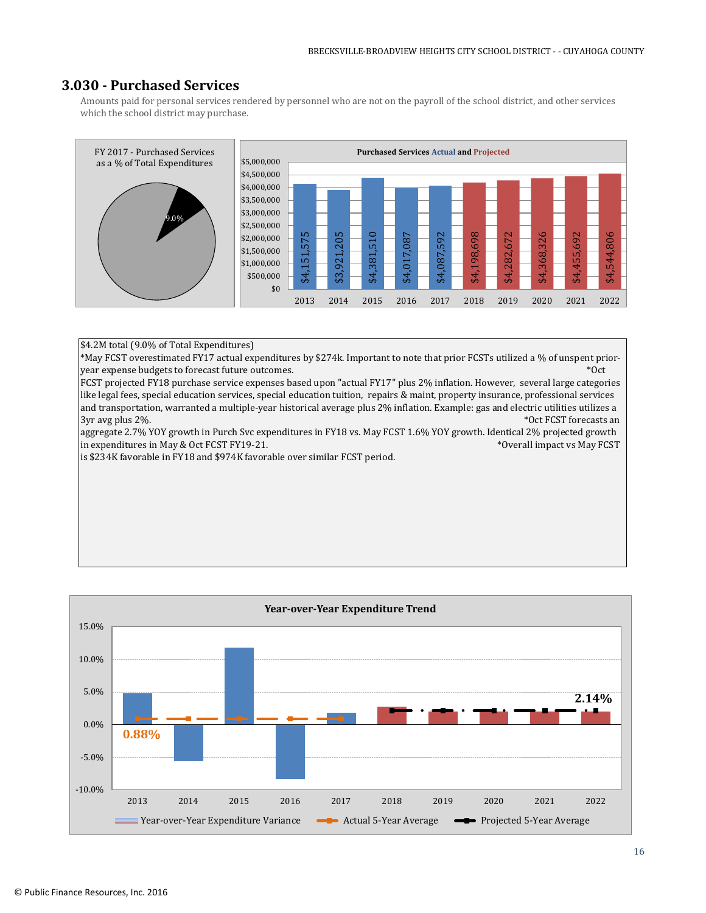## 3.030 - Purchased Services

Amounts paid for personal services rendered by personnel who are not on the payroll of the school district, and other services which the school district may purchase.

FY 2017 - Purchased Services as a % of Total Expenditures

9.0%

**Purchased Services Actual and Projected**

| Year | Amount |
|---|---|
| 2013 | $4,151,575 |
| 2014 | $3,921,205 |
| 2015 | $4,381,510 |
| 2016 | $4,017,087 |
| 2017 | $4,087,592 |
| 2018 | $4,198,698 |
| 2019 | $4,282,672 |
| 2020 | $4,368,326 |
| 2021 | $4,455,692 |
| 2022 | $4,544,806 |

$4.2M total (9.0% of Total Expenditures)

*May FCST overestimated FY17 actual expenditures by $274k. Important to note that prior FCSTs utilized a % of unspent prior-year expense budgets to forecast future outcomes.

*Oct FCST projected FY18 purchase service expenses based upon "actual FY17" plus 2% inflation. However, several large categories like legal fees, special education services, special education tuition, repairs & maint, property insurance, professional services and transportation, warranted a multiple-year historical average plus 2% inflation. Example: gas and electric utilities utilizes a 3yr avg plus 2%.

*Oct FCST forecasts an aggregate 2.7% YOY growth in Purch Svc expenditures in FY18 vs. May FCST 1.6% YOY growth. Identical 2% projected growth in expenditures in May & Oct FCST FY19-21.

*Overall impact vs May FCST is $234K favorable in FY18 and $974K favorable over similar FCST period.

**Year-over-Year Expenditure Trend**

Actual 5-Year Average: 0.88%

Projected 5-Year Average: 2.14%

Legend: Year-over-Year Expenditure Variance; Actual 5-Year Average; Projected 5-Year Average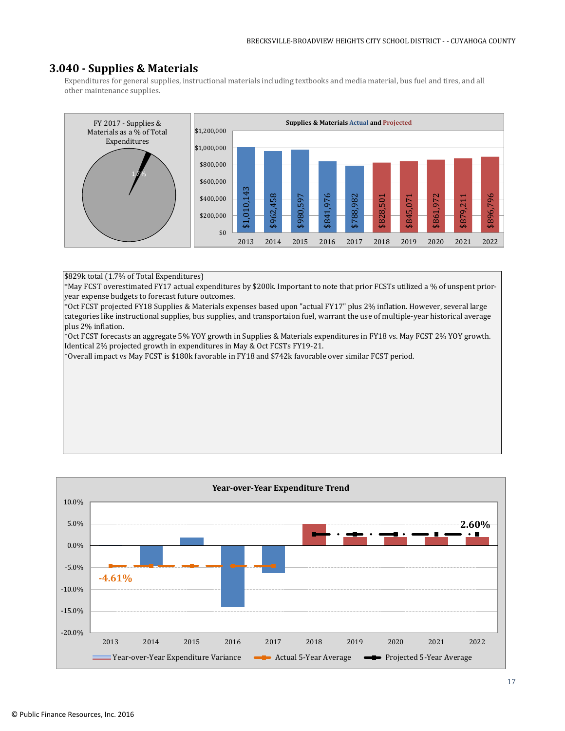## 3.040 - Supplies & Materials

Expenditures for general supplies, instructional materials including textbooks and media material, bus fuel and tires, and all other maintenance supplies.

FY 2017 - Supplies & Materials as a % of Total Expenditures

1.7%

**Supplies & Materials Actual and Projected**

| Year | Amount |
|---|---|
| 2013 | $1,010,143 |
| 2014 | $962,458 |
| 2015 | $980,597 |
| 2016 | $841,976 |
| 2017 | $788,982 |
| 2018 | $828,501 |
| 2019 | $845,071 |
| 2020 | $861,972 |
| 2021 | $879,211 |
| 2022 | $896,796 |

$829k total (1.7% of Total Expenditures)
*May FCST overestimated FY17 actual expenditures by $200k. Important to note that prior FCSTs utilized a % of unspent prior-year expense budgets to forecast future outcomes.
*Oct FCST projected FY18 Supplies & Materials expenses based upon "actual FY17" plus 2% inflation. However, several large categories like instructional supplies, bus supplies, and transportaion fuel, warrant the use of multiple-year historical average plus 2% inflation.
*Oct FCST forecasts an aggregate 5% YOY growth in Supplies & Materials expenditures in FY18 vs. May FCST 2% YOY growth. Identical 2% projected growth in expenditures in May & Oct FCSTs FY19-21.
*Overall impact vs May FCST is $180k favorable in FY18 and $742k favorable over similar FCST period.

**Year-over-Year Expenditure Trend**

Actual 5-Year Average: -4.61%
Projected 5-Year Average: 2.60%

Legend: Year-over-Year Expenditure Variance; Actual 5-Year Average; Projected 5-Year Average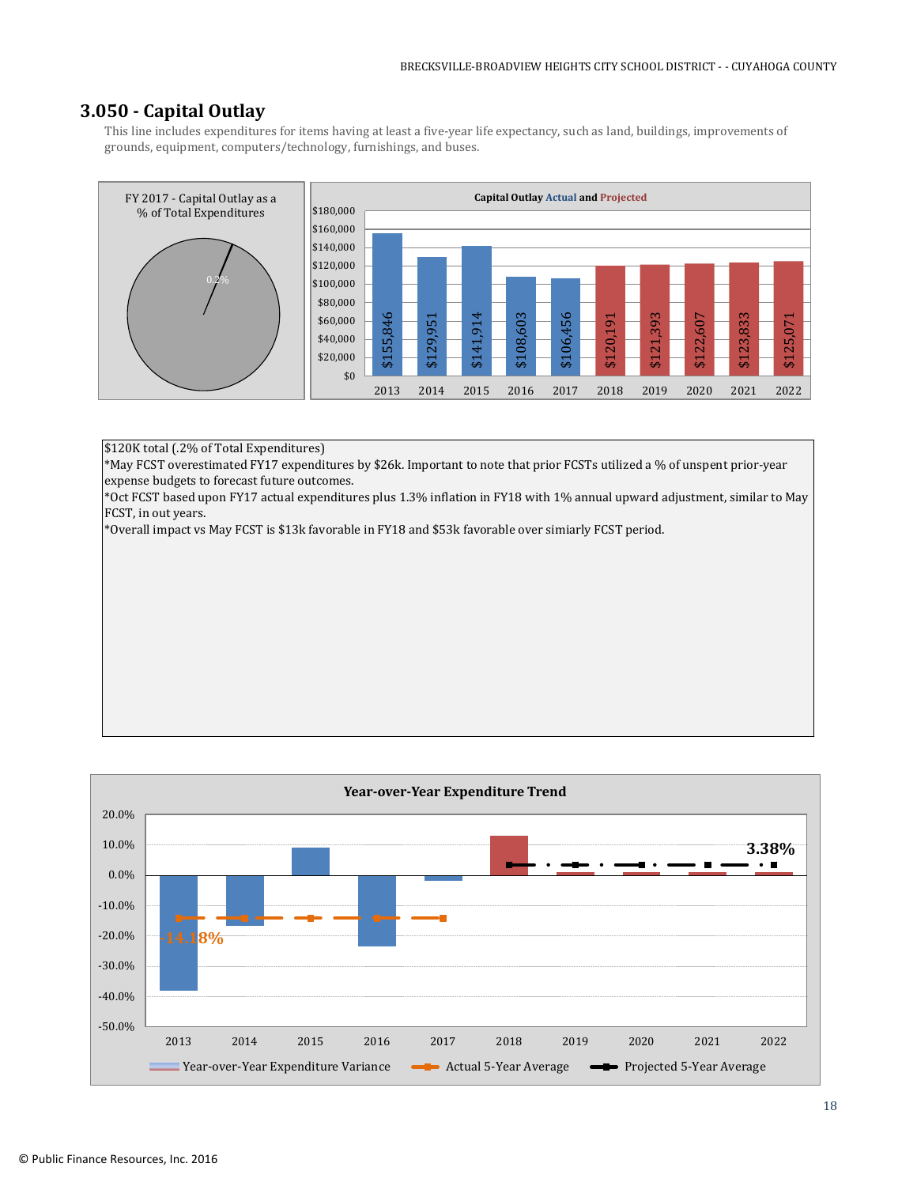## 3.050 - Capital Outlay

This line includes expenditures for items having at least a five-year life expectancy, such as land, buildings, improvements of grounds, equipment, computers/technology, furnishings, and buses.

FY 2017 - Capital Outlay as a % of Total Expenditures

0.2%

Capital Outlay Actual and Projected

| Year | Amount |
|---|---|
| 2013 | $155,846 |
| 2014 | $129,951 |
| 2015 | $141,914 |
| 2016 | $108,603 |
| 2017 | $106,456 |
| 2018 | $120,191 |
| 2019 | $121,393 |
| 2020 | $122,607 |
| 2021 | $123,833 |
| 2022 | $125,071 |

$120K total (.2% of Total Expenditures)
*May FCST overestimated FY17 expenditures by $26k. Important to note that prior FCSTs utilized a % of unspent prior-year expense budgets to forecast future outcomes.
*Oct FCST based upon FY17 actual expenditures plus 1.3% inflation in FY18 with 1% annual upward adjustment, similar to May FCST, in out years.
*Overall impact vs May FCST is $13k favorable in FY18 and $53k favorable over simiarly FCST period.

Year-over-Year Expenditure Trend

Actual 5-Year Average: -14.18%
Projected 5-Year Average: 3.38%

Legend: Year-over-Year Expenditure Variance; Actual 5-Year Average; Projected 5-Year Average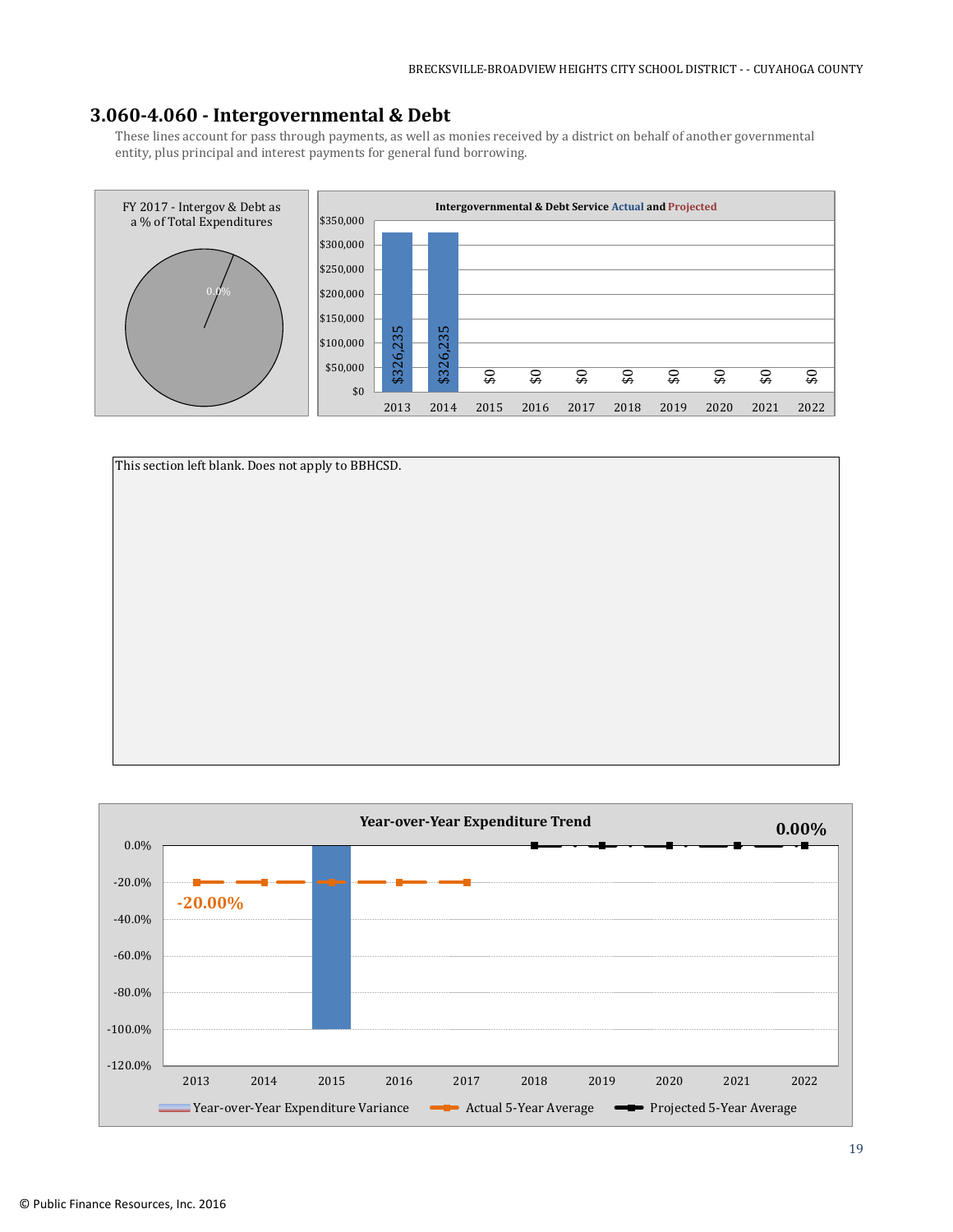## 3.060-4.060 - Intergovernmental & Debt

These lines account for pass through payments, as well as monies received by a district on behalf of another governmental entity, plus principal and interest payments for general fund borrowing.

FY 2017 - Intergov & Debt as a % of Total Expenditures

0.0%

**Intergovernmental & Debt Service Actual and Projected**

| Year | Amount |
|---|---|
| 2013 | $326,235 |
| 2014 | $326,235 |
| 2015 | $0 |
| 2016 | $0 |
| 2017 | $0 |
| 2018 | $0 |
| 2019 | $0 |
| 2020 | $0 |
| 2021 | $0 |
| 2022 | $0 |

This section left blank. Does not apply to BBHCSD.

**Year-over-Year Expenditure Trend**

Actual 5-Year Average: -20.00%

Projected 5-Year Average: 0.00%

Legend: Year-over-Year Expenditure Variance; Actual 5-Year Average; Projected 5-Year Average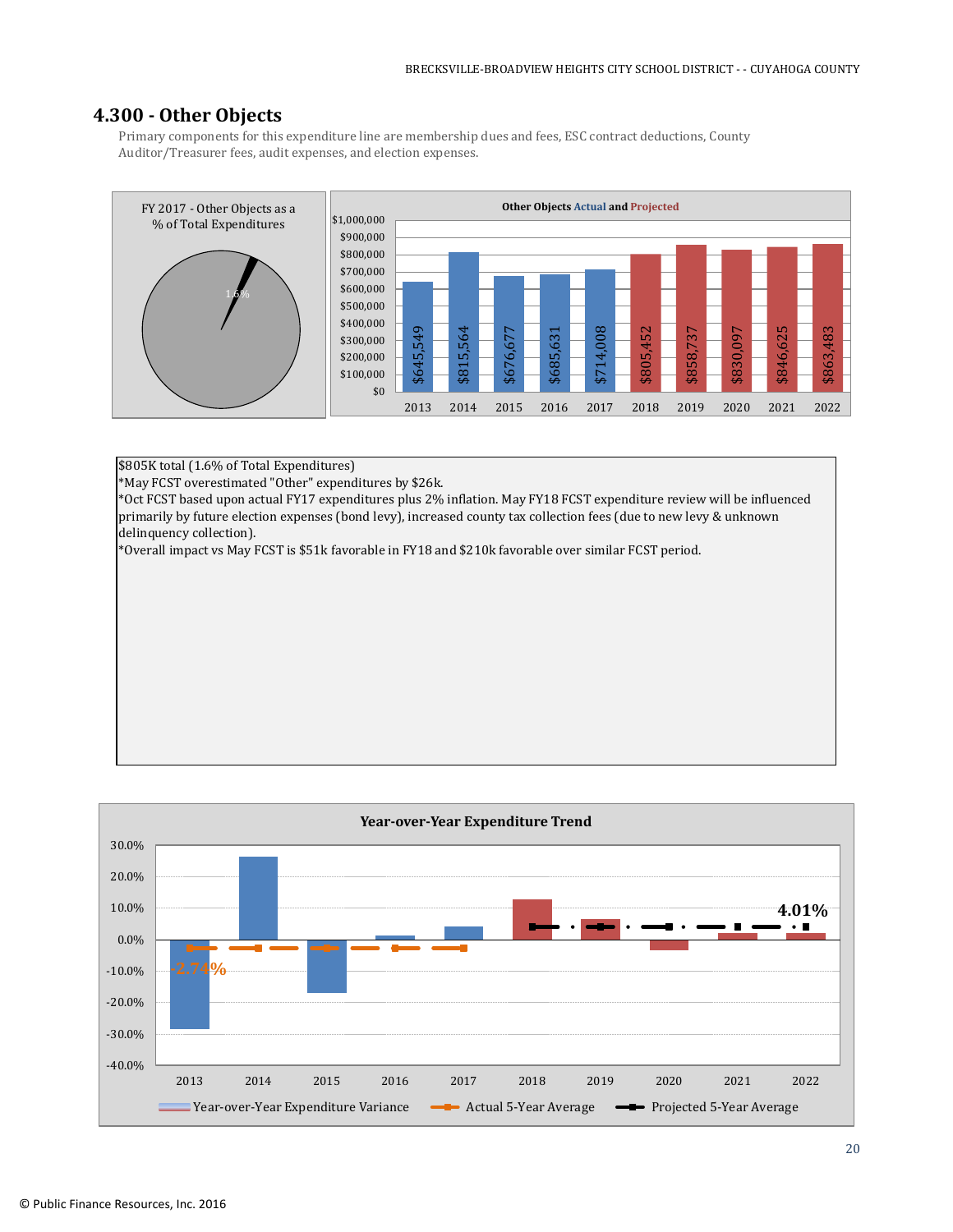## 4.300 - Other Objects

Primary components for this expenditure line are membership dues and fees, ESC contract deductions, County Auditor/Treasurer fees, audit expenses, and election expenses.

FY 2017 - Other Objects as a % of Total Expenditures

1.6%

**Other Objects Actual and Projected**

| 2013 | 2014 | 2015 | 2016 | 2017 | 2018 | 2019 | 2020 | 2021 | 2022 |
|---|---|---|---|---|---|---|---|---|---|
| $645,549 | $815,564 | $676,677 | $685,631 | $714,008 | $805,452 | $858,737 | $830,097 | $846,625 | $863,483 |

$805K total (1.6% of Total Expenditures)
*May FCST overestimated "Other" expenditures by $26k.
*Oct FCST based upon actual FY17 expenditures plus 2% inflation. May FY18 FCST expenditure review will be influenced primarily by future election expenses (bond levy), increased county tax collection fees (due to new levy & unknown delinquency collection).
*Overall impact vs May FCST is $51k favorable in FY18 and $210k favorable over similar FCST period.

**Year-over-Year Expenditure Trend**

Actual 5-Year Average: -2.74%

Projected 5-Year Average: 4.01%

Legend: Year-over-Year Expenditure Variance; Actual 5-Year Average; Projected 5-Year Average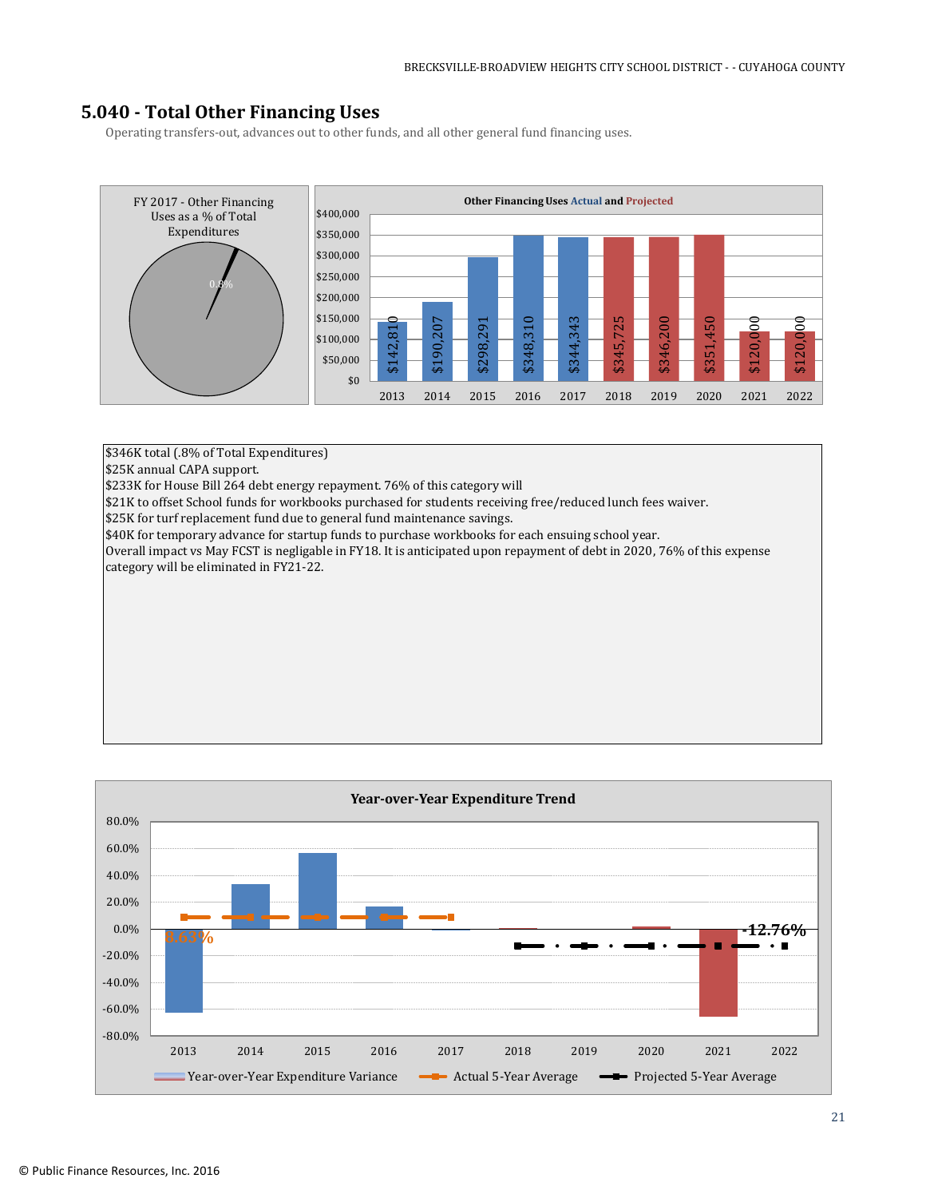## 5.040 - Total Other Financing Uses

Operating transfers-out, advances out to other funds, and all other general fund financing uses.

FY 2017 - Other Financing Uses as a % of Total Expenditures

0.8%

Other Financing Uses Actual and Projected

| Year | Amount |
|---|---|
| 2013 | $142,810 |
| 2014 | $190,207 |
| 2015 | $298,291 |
| 2016 | $348,310 |
| 2017 | $344,343 |
| 2018 | $345,725 |
| 2019 | $346,200 |
| 2020 | $351,450 |
| 2021 | $120,000 |
| 2022 | $120,000 |

$346K total (.8% of Total Expenditures)
$25K annual CAPA support.
$233K for House Bill 264 debt energy repayment. 76% of this category will
$21K to offset School funds for workbooks purchased for students receiving free/reduced lunch fees waiver.
$25K for turf replacement fund due to general fund maintenance savings.
$40K for temporary advance for startup funds to purchase workbooks for each ensuing school year.
Overall impact vs May FCST is negligable in FY18. It is anticipated upon repayment of debt in 2020, 76% of this expense category will be eliminated in FY21-22.

Year-over-Year Expenditure Trend

Actual 5-Year Average: 8.63%

Projected 5-Year Average: -12.76%

Legend: Year-over-Year Expenditure Variance; Actual 5-Year Average; Projected 5-Year Average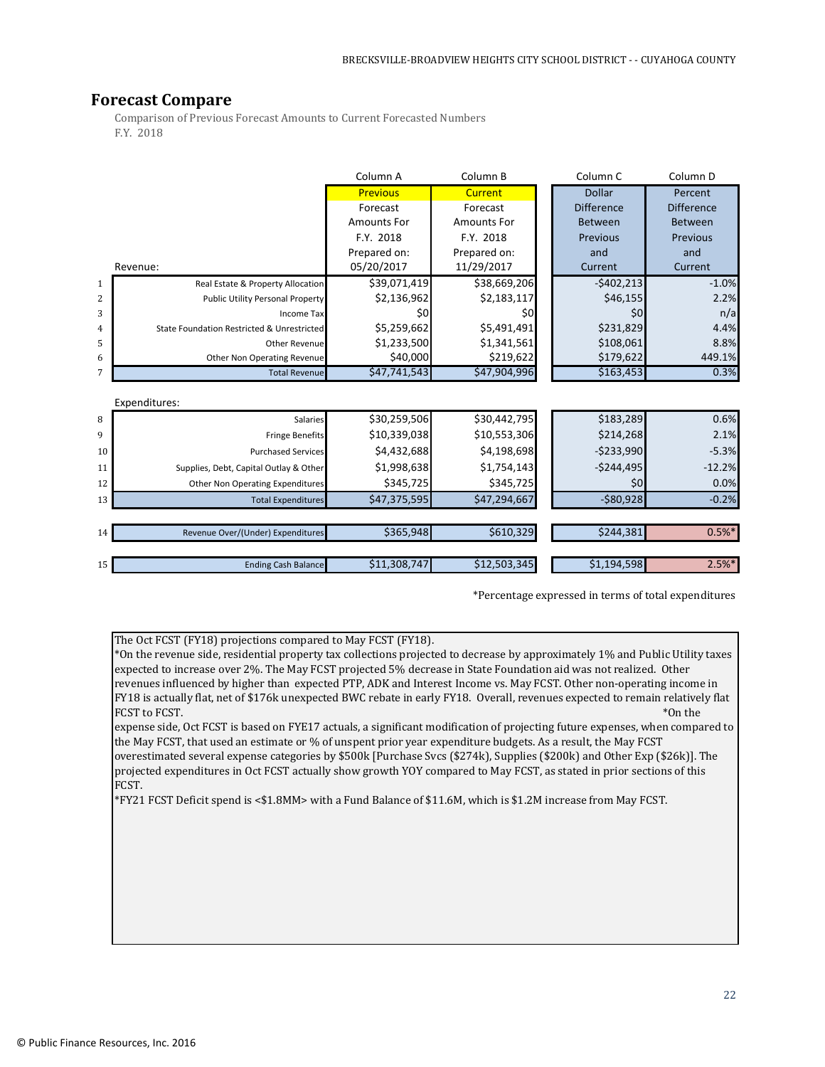## Forecast Compare

Comparison of Previous Forecast Amounts to Current Forecasted Numbers
F.Y. 2018

| | | Column A | Column B | Column C | Column D |
|---|---|---|---|---|---|
| | | Previous | Current | Dollar | Percent |
| | | Forecast | Forecast | Difference | Difference |
| | | Amounts For | Amounts For | Between | Between |
| | | F.Y. 2018 | F.Y. 2018 | Previous | Previous |
| | | Prepared on: | Prepared on: | and | and |
| | Revenue: | 05/20/2017 | 11/29/2017 | Current | Current |
| 1 | Real Estate & Property Allocation | $39,071,419 | $38,669,206 | -$402,213 | -1.0% |
| 2 | Public Utility Personal Property | $2,136,962 | $2,183,117 | $46,155 | 2.2% |
| 3 | Income Tax | $0 | $0 | $0 | n/a |
| 4 | State Foundation Restricted & Unrestricted | $5,259,662 | $5,491,491 | $231,829 | 4.4% |
| 5 | Other Revenue | $1,233,500 | $1,341,561 | $108,061 | 8.8% |
| 6 | Other Non Operating Revenue | $40,000 | $219,622 | $179,622 | 449.1% |
| 7 | Total Revenue | $47,741,543 | $47,904,996 | $163,453 | 0.3% |
| | Expenditures: | | | | |
| 8 | Salaries | $30,259,506 | $30,442,795 | $183,289 | 0.6% |
| 9 | Fringe Benefits | $10,339,038 | $10,553,306 | $214,268 | 2.1% |
| 10 | Purchased Services | $4,432,688 | $4,198,698 | -$233,990 | -5.3% |
| 11 | Supplies, Debt, Capital Outlay & Other | $1,998,638 | $1,754,143 | -$244,495 | -12.2% |
| 12 | Other Non Operating Expenditures | $345,725 | $345,725 | $0 | 0.0% |
| 13 | Total Expenditures | $47,375,595 | $47,294,667 | -$80,928 | -0.2% |
| 14 | Revenue Over/(Under) Expenditures | $365,948 | $610,329 | $244,381 | 0.5%* |
| 15 | Ending Cash Balance | $11,308,747 | $12,503,345 | $1,194,598 | 2.5%* |

*Percentage expressed in terms of total expenditures

The Oct FCST (FY18) projections compared to May FCST (FY18).
*On the revenue side, residential property tax collections projected to decrease by approximately 1% and Public Utility taxes expected to increase over 2%. The May FCST projected 5% decrease in State Foundation aid was not realized. Other revenues influenced by higher than expected PTP, ADK and Interest Income vs. May FCST. Other non-operating income in FY18 is actually flat, net of $176k unexpected BWC rebate in early FY18. Overall, revenues expected to remain relatively flat FCST to FCST.
*On the expense side, Oct FCST is based on FYE17 actuals, a significant modification of projecting future expenses, when compared to the May FCST, that used an estimate or % of unspent prior year expenditure budgets. As a result, the May FCST overestimated several expense categories by $500k [Purchase Svcs ($274k), Supplies ($200k) and Other Exp ($26k)]. The projected expenditures in Oct FCST actually show growth YOY compared to May FCST, as stated in prior sections of this FCST.
*FY21 FCST Deficit spend is <$1.8MM> with a Fund Balance of $11.6M, which is $1.2M increase from May FCST.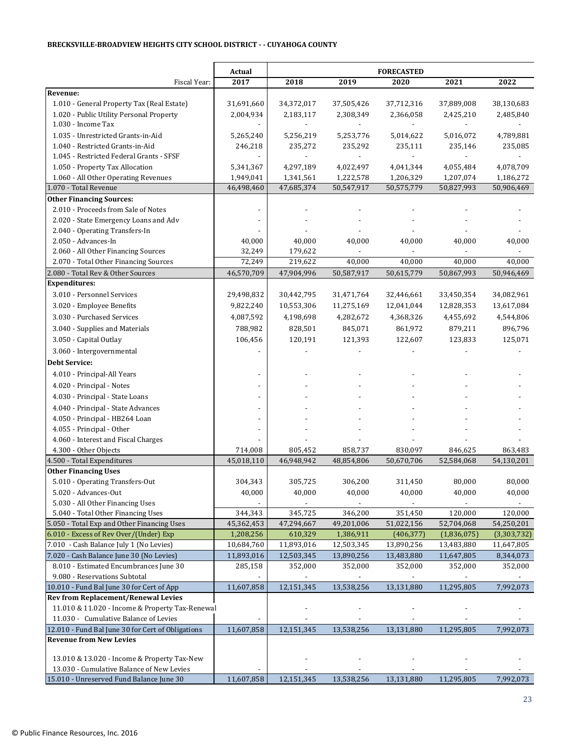**BRECKSVILLE-BROADVIEW HEIGHTS CITY SCHOOL DISTRICT - - CUYAHOGA COUNTY**

| | Actual | FORECASTED | | | | |
|---|---|---|---|---|---|---|
| Fiscal Year: | 2017 | 2018 | 2019 | 2020 | 2021 | 2022 |
| **Revenue:** | | | | | | |
| 1.010 - General Property Tax (Real Estate) | 31,691,660 | 34,372,017 | 37,505,426 | 37,712,316 | 37,889,008 | 38,130,683 |
| 1.020 - Public Utility Personal Property | 2,004,934 | 2,183,117 | 2,308,349 | 2,366,058 | 2,425,210 | 2,485,840 |
| 1.030 - Income Tax | - | - | - | - | - | - |
| 1.035 - Unrestricted Grants-in-Aid | 5,265,240 | 5,256,219 | 5,253,776 | 5,014,622 | 5,016,072 | 4,789,881 |
| 1.040 - Restricted Grants-in-Aid | 246,218 | 235,272 | 235,292 | 235,111 | 235,146 | 235,085 |
| 1.045 - Restricted Federal Grants - SFSF | - | - | - | - | - | - |
| 1.050 - Property Tax Allocation | 5,341,367 | 4,297,189 | 4,022,497 | 4,041,344 | 4,055,484 | 4,078,709 |
| 1.060 - All Other Operating Revenues | 1,949,041 | 1,341,561 | 1,222,578 | 1,206,329 | 1,207,074 | 1,186,272 |
| 1.070 - Total Revenue | 46,498,460 | 47,685,374 | 50,547,917 | 50,575,779 | 50,827,993 | 50,906,469 |
| **Other Financing Sources:** | | | | | | |
| 2.010 - Proceeds from Sale of Notes | - | - | - | - | - | - |
| 2.020 - State Emergency Loans and Adv | - | - | - | - | - | - |
| 2.040 - Operating Transfers-In | - | - | - | - | - | - |
| 2.050 - Advances-In | 40,000 | 40,000 | 40,000 | 40,000 | 40,000 | 40,000 |
| 2.060 - All Other Financing Sources | 32,249 | 179,622 | - | - | - | - |
| 2.070 - Total Other Financing Sources | 72,249 | 219,622 | 40,000 | 40,000 | 40,000 | 40,000 |
| 2.080 - Total Rev & Other Sources | 46,570,709 | 47,904,996 | 50,587,917 | 50,615,779 | 50,867,993 | 50,946,469 |
| **Expenditures:** | | | | | | |
| 3.010 - Personnel Services | 29,498,832 | 30,442,795 | 31,471,764 | 32,446,661 | 33,450,354 | 34,082,961 |
| 3.020 - Employee Benefits | 9,822,240 | 10,553,306 | 11,275,169 | 12,041,044 | 12,828,353 | 13,617,084 |
| 3.030 - Purchased Services | 4,087,592 | 4,198,698 | 4,282,672 | 4,368,326 | 4,455,692 | 4,544,806 |
| 3.040 - Supplies and Materials | 788,982 | 828,501 | 845,071 | 861,972 | 879,211 | 896,796 |
| 3.050 - Capital Outlay | 106,456 | 120,191 | 121,393 | 122,607 | 123,833 | 125,071 |
| 3.060 - Intergovernmental | - | - | - | - | - | - |
| **Debt Service:** | | | | | | |
| 4.010 - Principal-All Years | - | - | - | - | - | - |
| 4.020 - Principal - Notes | - | - | - | - | - | - |
| 4.030 - Principal - State Loans | - | - | - | - | - | - |
| 4.040 - Principal - State Advances | - | - | - | - | - | - |
| 4.050 - Principal - HB264 Loan | - | - | - | - | - | - |
| 4.055 - Principal - Other | - | - | - | - | - | - |
| 4.060 - Interest and Fiscal Charges | - | - | - | - | - | - |
| 4.300 - Other Objects | 714,008 | 805,452 | 858,737 | 830,097 | 846,625 | 863,483 |
| 4.500 - Total Expenditures | 45,018,110 | 46,948,942 | 48,854,806 | 50,670,706 | 52,584,068 | 54,130,201 |
| **Other Financing Uses** | | | | | | |
| 5.010 - Operating Transfers-Out | 304,343 | 305,725 | 306,200 | 311,450 | 80,000 | 80,000 |
| 5.020 - Advances-Out | 40,000 | 40,000 | 40,000 | 40,000 | 40,000 | 40,000 |
| 5.030 - All Other Financing Uses | - | - | - | - | - | - |
| 5.040 - Total Other Financing Uses | 344,343 | 345,725 | 346,200 | 351,450 | 120,000 | 120,000 |
| 5.050 - Total Exp and Other Financing Uses | 45,362,453 | 47,294,667 | 49,201,006 | 51,022,156 | 52,704,068 | 54,250,201 |
| 6.010 - Excess of Rev Over/(Under) Exp | 1,208,256 | 610,329 | 1,386,911 | (406,377) | (1,836,075) | (3,303,732) |
| 7.010 - Cash Balance July 1 (No Levies) | 10,684,760 | 11,893,016 | 12,503,345 | 13,890,256 | 13,483,880 | 11,647,805 |
| 7.020 - Cash Balance June 30 (No Levies) | 11,893,016 | 12,503,345 | 13,890,256 | 13,483,880 | 11,647,805 | 8,344,073 |
| 8.010 - Estimated Encumbrances June 30 | 285,158 | 352,000 | 352,000 | 352,000 | 352,000 | 352,000 |
| 9.080 - Reservations Subtotal | - | - | - | - | - | - |
| 10.010 - Fund Bal June 30 for Cert of App | 11,607,858 | 12,151,345 | 13,538,256 | 13,131,880 | 11,295,805 | 7,992,073 |
| **Rev from Replacement/Renewal Levies** | | | | | | |
| 11.010 & 11.020 - Income & Property Tax-Renewal | | - | - | - | - | - |
| 11.030 - Cumulative Balance of Levies | - | - | - | - | - | - |
| 12.010 - Fund Bal June 30 for Cert of Obligations | 11,607,858 | 12,151,345 | 13,538,256 | 13,131,880 | 11,295,805 | 7,992,073 |
| **Revenue from New Levies** | | | | | | |
| 13.010 & 13.020 - Income & Property Tax-New | | - | - | - | - | - |
| 13.030 - Cumulative Balance of New Levies | - | - | - | - | - | - |
| 15.010 - Unreserved Fund Balance June 30 | 11,607,858 | 12,151,345 | 13,538,256 | 13,131,880 | 11,295,805 | 7,992,073 |

© Public Finance Resources, Inc. 2016